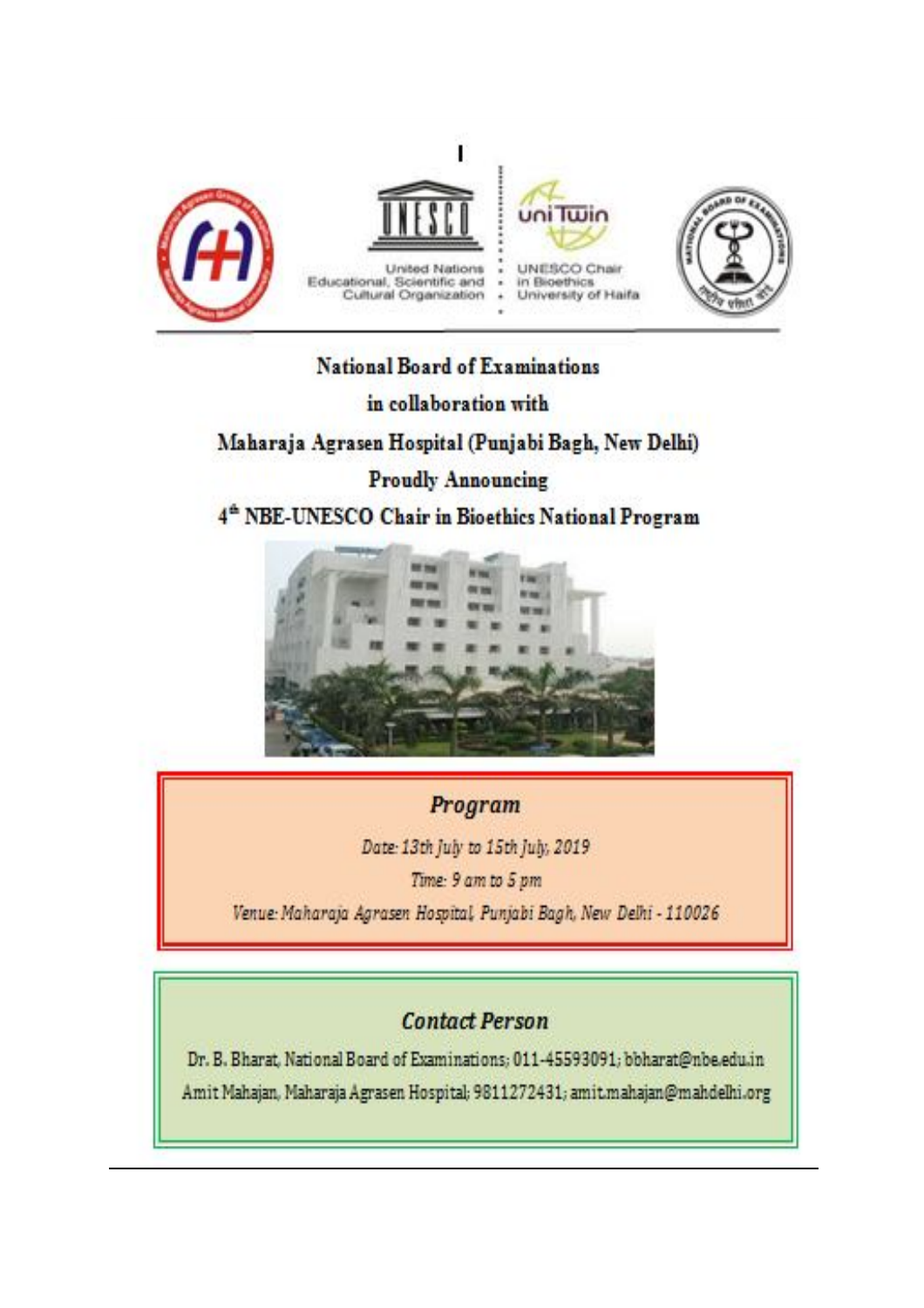United Nations Educational, Scientific and Cultural Organization

UNESCO Chair in Bioethics University of Haifa

# National Board of Examinations

in collaboration with

Maharaja Agrasen Hospital (Punjabi Bagh, New Delhi)

Proudly Announcing

## 4th NBE-UNESCO Chair in Bioethics National Program

### *Program*

*Date: 13th July to 15th July, 2019*

*Time: 9 am to 5 pm*

*Venue: Maharaja Agrasen Hospital, Punjabi Bagh, New Delhi - 110026*

### *Contact Person*

Dr. B. Bharat, National Board of Examinations; 011-45593091; bbharat@nbe.edu.in

Amit Mahajan, Maharaja Agrasen Hospital; 9811272431; amit.mahajan@mahdelhi.org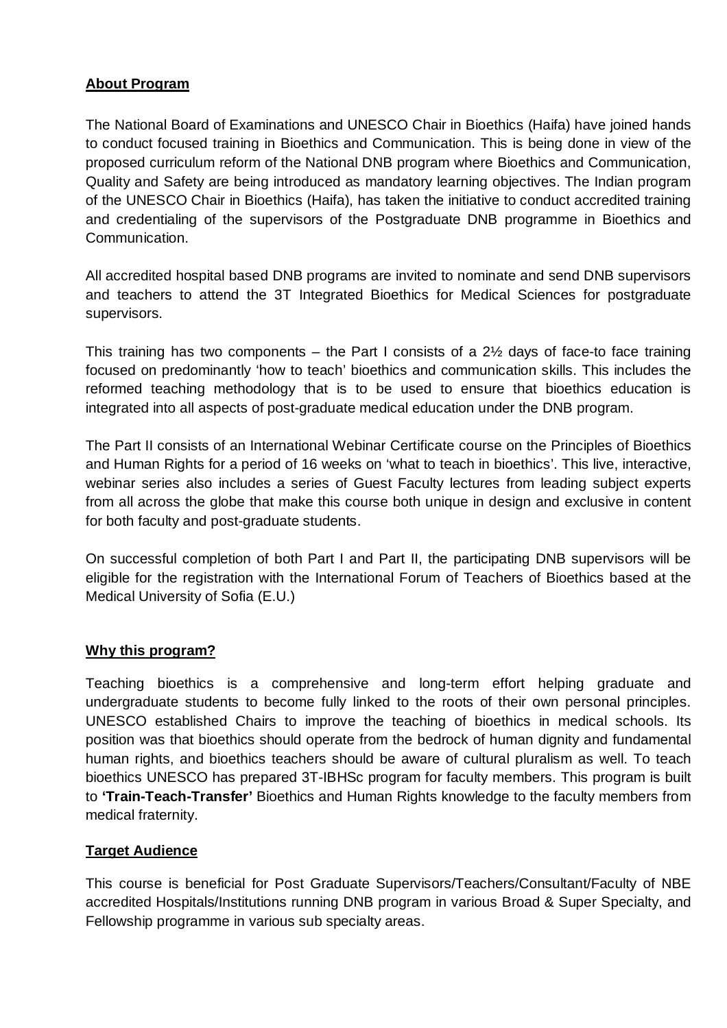**About Program**

The National Board of Examinations and UNESCO Chair in Bioethics (Haifa) have joined hands to conduct focused training in Bioethics and Communication. This is being done in view of the proposed curriculum reform of the National DNB program where Bioethics and Communication, Quality and Safety are being introduced as mandatory learning objectives. The Indian program of the UNESCO Chair in Bioethics (Haifa), has taken the initiative to conduct accredited training and credentialing of the supervisors of the Postgraduate DNB programme in Bioethics and Communication.

All accredited hospital based DNB programs are invited to nominate and send DNB supervisors and teachers to attend the 3T Integrated Bioethics for Medical Sciences for postgraduate supervisors.

This training has two components – the Part I consists of a 2½ days of face-to face training focused on predominantly 'how to teach' bioethics and communication skills. This includes the reformed teaching methodology that is to be used to ensure that bioethics education is integrated into all aspects of post-graduate medical education under the DNB program.

The Part II consists of an International Webinar Certificate course on the Principles of Bioethics and Human Rights for a period of 16 weeks on 'what to teach in bioethics'. This live, interactive, webinar series also includes a series of Guest Faculty lectures from leading subject experts from all across the globe that make this course both unique in design and exclusive in content for both faculty and post-graduate students.

On successful completion of both Part I and Part II, the participating DNB supervisors will be eligible for the registration with the International Forum of Teachers of Bioethics based at the Medical University of Sofia (E.U.)

**Why this program?**

Teaching bioethics is a comprehensive and long-term effort helping graduate and undergraduate students to become fully linked to the roots of their own personal principles. UNESCO established Chairs to improve the teaching of bioethics in medical schools. Its position was that bioethics should operate from the bedrock of human dignity and fundamental human rights, and bioethics teachers should be aware of cultural pluralism as well. To teach bioethics UNESCO has prepared 3T-IBHSc program for faculty members. This program is built to **'Train-Teach-Transfer'** Bioethics and Human Rights knowledge to the faculty members from medical fraternity.

**Target Audience**

This course is beneficial for Post Graduate Supervisors/Teachers/Consultant/Faculty of NBE accredited Hospitals/Institutions running DNB program in various Broad & Super Specialty, and Fellowship programme in various sub specialty areas.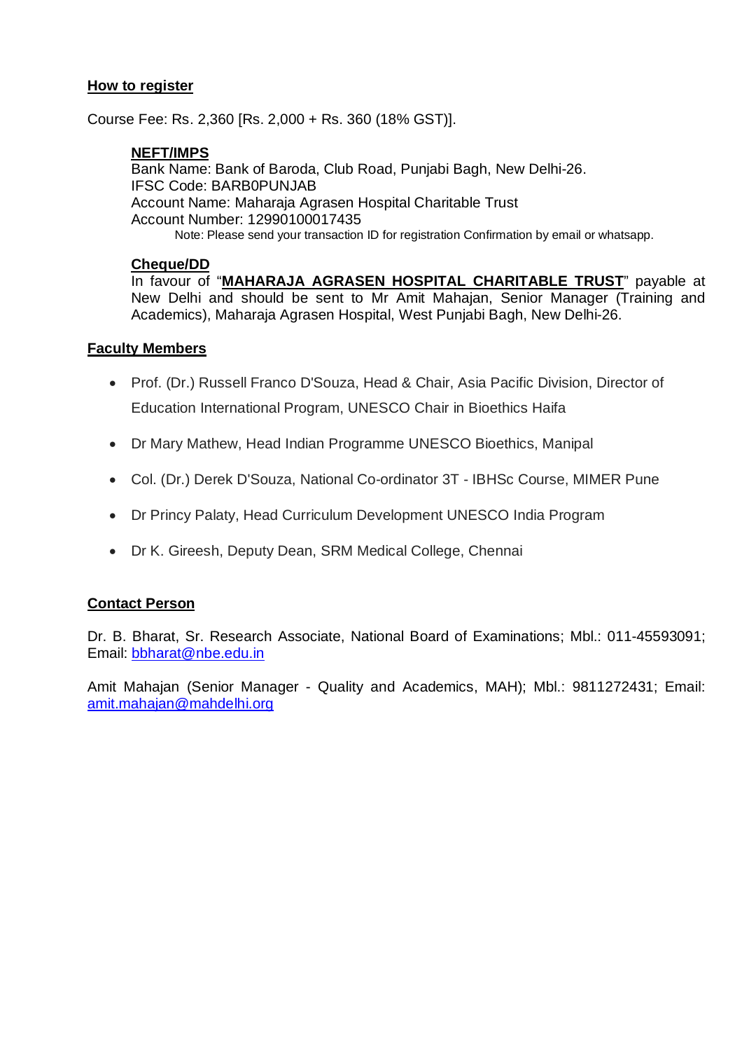## How to register

Course Fee: Rs. 2,360 [Rs. 2,000 + Rs. 360 (18% GST)].

### NEFT/IMPS

Bank Name: Bank of Baroda, Club Road, Punjabi Bagh, New Delhi-26.
IFSC Code: BARB0PUNJAB
Account Name: Maharaja Agrasen Hospital Charitable Trust
Account Number: 12990100017435

Note: Please send your transaction ID for registration Confirmation by email or whatsapp.

### Cheque/DD

In favour of "**MAHARAJA AGRASEN HOSPITAL CHARITABLE TRUST**" payable at New Delhi and should be sent to Mr Amit Mahajan, Senior Manager (Training and Academics), Maharaja Agrasen Hospital, West Punjabi Bagh, New Delhi-26.

## Faculty Members

- Prof. (Dr.) Russell Franco D'Souza, Head & Chair, Asia Pacific Division, Director of Education International Program, UNESCO Chair in Bioethics Haifa
- Dr Mary Mathew, Head Indian Programme UNESCO Bioethics, Manipal
- Col. (Dr.) Derek D'Souza, National Co-ordinator 3T - IBHSc Course, MIMER Pune
- Dr Princy Palaty, Head Curriculum Development UNESCO India Program
- Dr K. Gireesh, Deputy Dean, SRM Medical College, Chennai

## Contact Person

Dr. B. Bharat, Sr. Research Associate, National Board of Examinations; Mbl.: 011-45593091; Email: bbharat@nbe.edu.in

Amit Mahajan (Senior Manager - Quality and Academics, MAH); Mbl.: 9811272431; Email: amit.mahajan@mahdelhi.org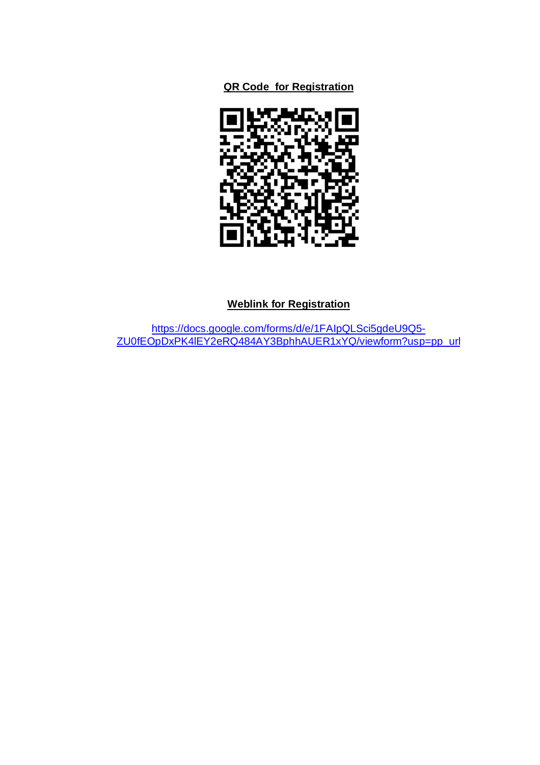**QR Code for Registration**

**Weblink for Registration**

https://docs.google.com/forms/d/e/1FAIpQLSci5gdeU9Q5-ZU0fEOpDxPK4lEY2eRQ484AY3BphhAUER1xYQ/viewform?usp=pp_url